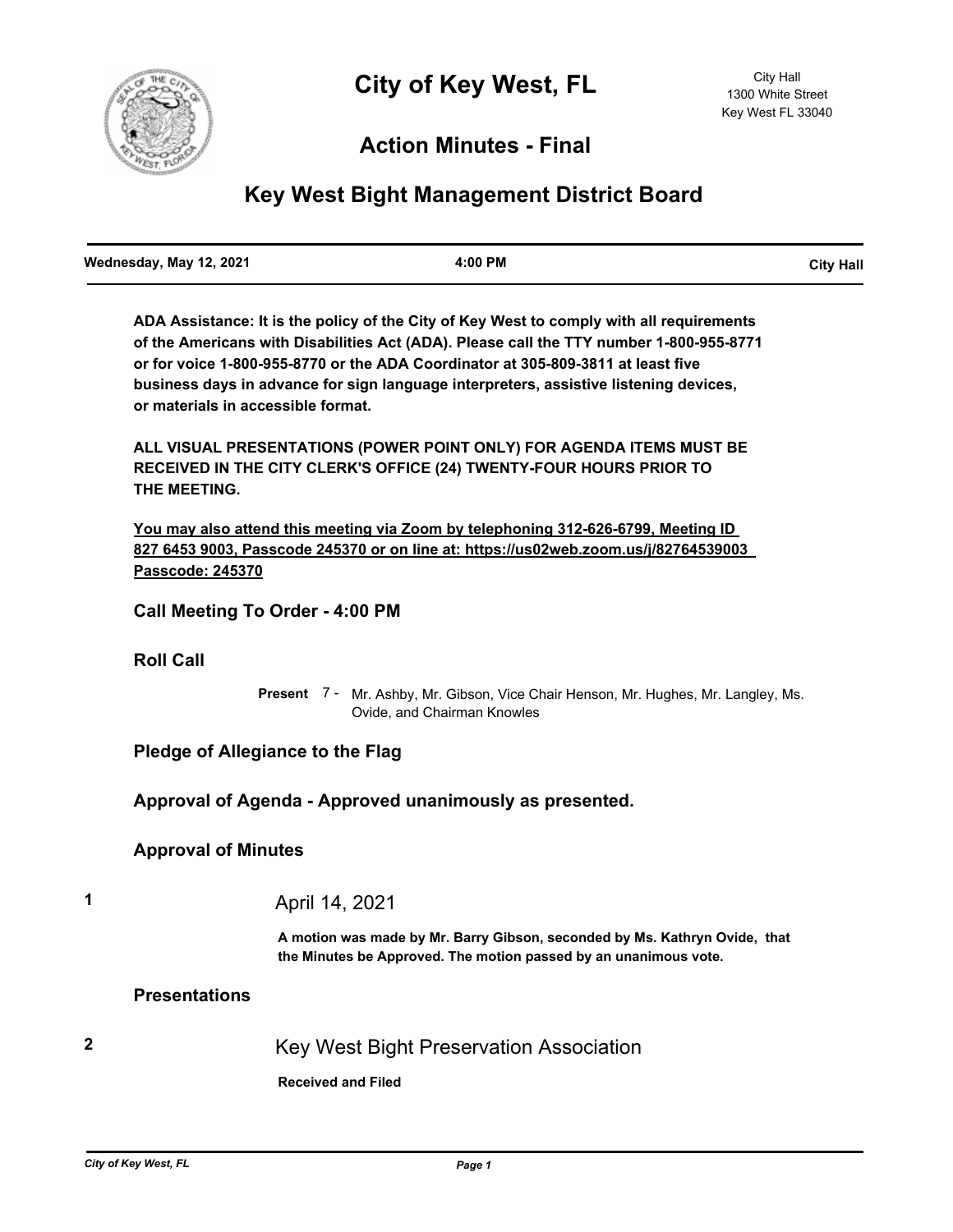# City of Key West, FL

City Hall
1300 White Street
Key West FL 33040

## Action Minutes - Final

## Key West Bight Management District Board

| Wednesday, May 12, 2021 | 4:00 PM | City Hall |
|---|---|---|

**ADA Assistance: It is the policy of the City of Key West to comply with all requirements of the Americans with Disabilities Act (ADA). Please call the TTY number 1-800-955-8771 or for voice 1-800-955-8770 or the ADA Coordinator at 305-809-3811 at least five business days in advance for sign language interpreters, assistive listening devices, or materials in accessible format.**

**ALL VISUAL PRESENTATIONS (POWER POINT ONLY) FOR AGENDA ITEMS MUST BE RECEIVED IN THE CITY CLERK'S OFFICE (24) TWENTY-FOUR HOURS PRIOR TO THE MEETING.**

**You may also attend this meeting via Zoom by telephoning 312-626-6799, Meeting ID 827 6453 9003, Passcode 245370 or on line at: https://us02web.zoom.us/j/82764539003 Passcode: 245370**

### Call Meeting To Order - 4:00 PM

### Roll Call

**Present** 7 - Mr. Ashby, Mr. Gibson, Vice Chair Henson, Mr. Hughes, Mr. Langley, Ms. Ovide, and Chairman Knowles

### Pledge of Allegiance to the Flag

### Approval of Agenda - Approved unanimously as presented.

### Approval of Minutes

**1** April 14, 2021

**A motion was made by Mr. Barry Gibson, seconded by Ms. Kathryn Ovide, that the Minutes be Approved. The motion passed by an unanimous vote.**

### Presentations

**2** Key West Bight Preservation Association

**Received and Filed**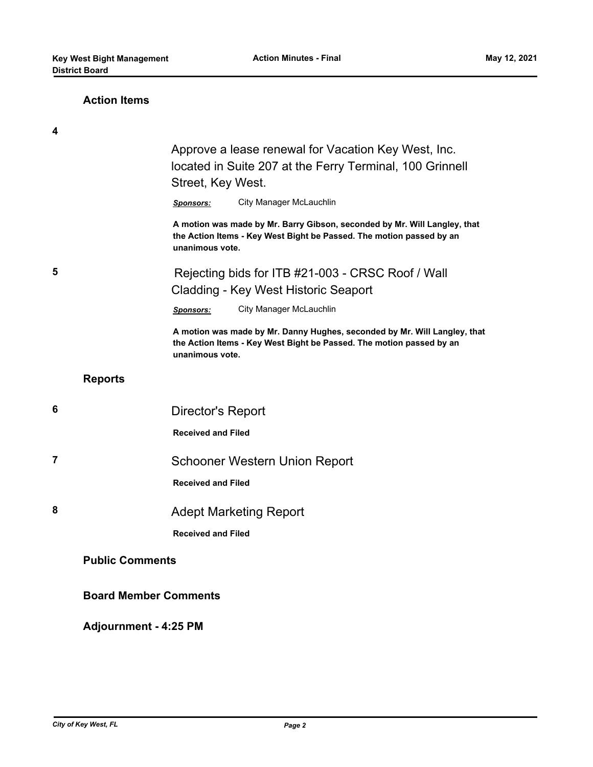## Action Items

**4**

Approve a lease renewal for Vacation Key West, Inc. located in Suite 207 at the Ferry Terminal, 100 Grinnell Street, Key West.

***Sponsors:*** City Manager McLauchlin

**A motion was made by Mr. Barry Gibson, seconded by Mr. Will Langley, that the Action Items - Key West Bight be Passed. The motion passed by an unanimous vote.**

**5**

Rejecting bids for ITB #21-003 - CRSC Roof / Wall Cladding - Key West Historic Seaport

***Sponsors:*** City Manager McLauchlin

**A motion was made by Mr. Danny Hughes, seconded by Mr. Will Langley, that the Action Items - Key West Bight be Passed. The motion passed by an unanimous vote.**

## Reports

**6**

Director's Report

**Received and Filed**

**7**

Schooner Western Union Report

**Received and Filed**

**8**

Adept Marketing Report

**Received and Filed**

## Public Comments

## Board Member Comments

## Adjournment - 4:25 PM